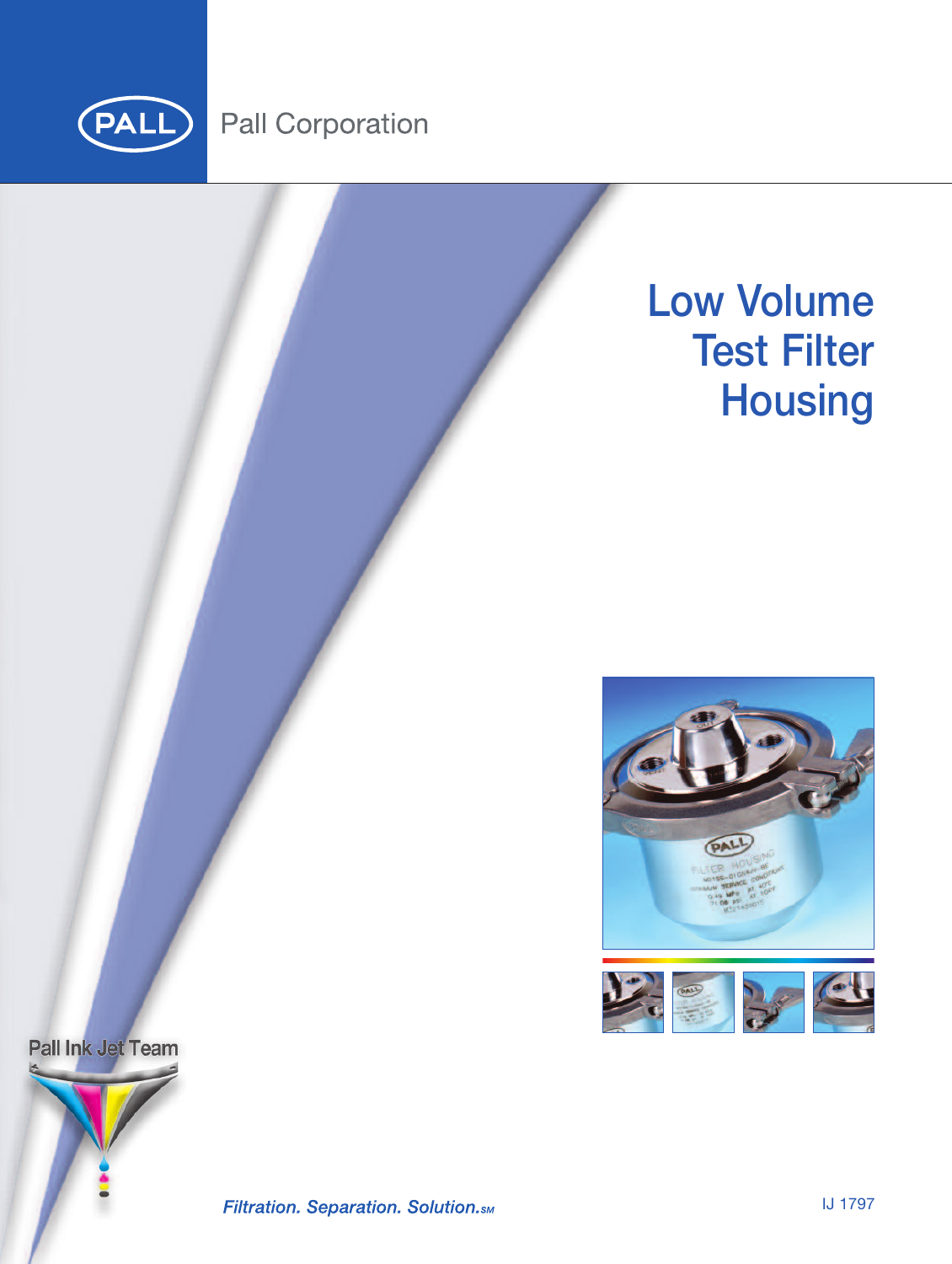Pall Corporation

# Low Volume Test Filter Housing

Pall Ink Jet Team

*Filtration. Separation. Solution.*SM

IJ 1797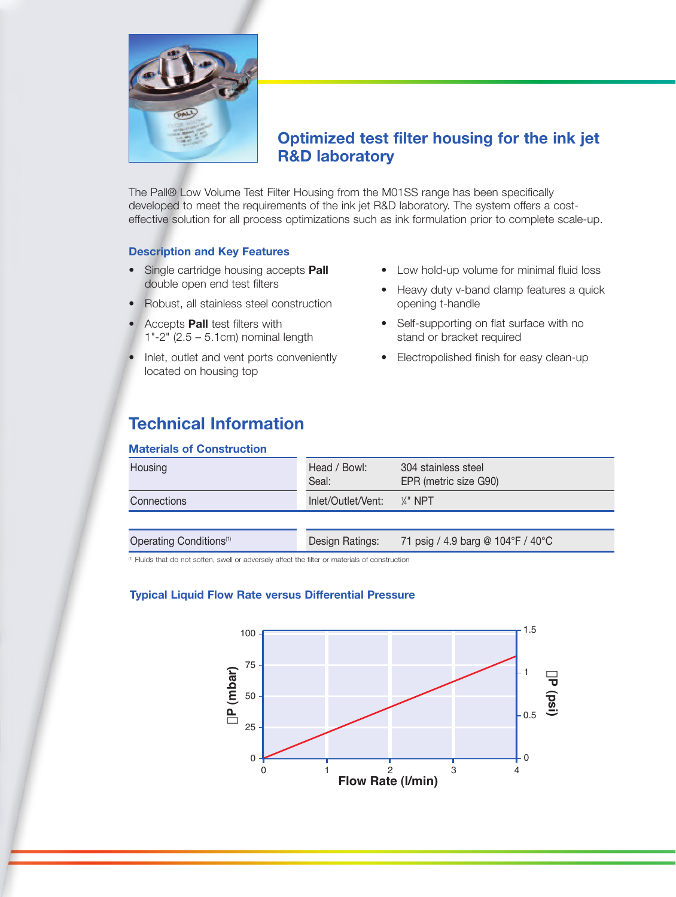## Optimized test filter housing for the ink jet R&D laboratory

The Pall® Low Volume Test Filter Housing from the M01SS range has been specifically developed to meet the requirements of the ink jet R&D laboratory. The system offers a cost-effective solution for all process optimizations such as ink formulation prior to complete scale-up.

### Description and Key Features

- Single cartridge housing accepts **Pall** double open end test filters
- Robust, all stainless steel construction
- Accepts **Pall** test filters with 1"-2" (2.5 – 5.1cm) nominal length
- Inlet, outlet and vent ports conveniently located on housing top
- Low hold-up volume for minimal fluid loss
- Heavy duty v-band clamp features a quick opening t-handle
- Self-supporting on flat surface with no stand or bracket required
- Electropolished finish for easy clean-up

## Technical Information

### Materials of Construction

| | | |
|---|---|---|
| Housing | Head / Bowl:<br>Seal: | 304 stainless steel<br>EPR (metric size G90) |
| Connections | Inlet/Outlet/Vent: | ¼" NPT |

| | | |
|---|---|---|
| Operating Conditions[1] | Design Ratings: | 71 psig / 4.9 barg @ 104°F / 40°C |

[1] Fluids that do not soften, swell or adversely affect the filter or materials of construction

### Typical Liquid Flow Rate versus Differential Pressure

ΔP (mbar)
100
75
50
25
0

ΔP (psi)
1.5
1
0.5
0

0 1 2 3 4
Flow Rate (l/min)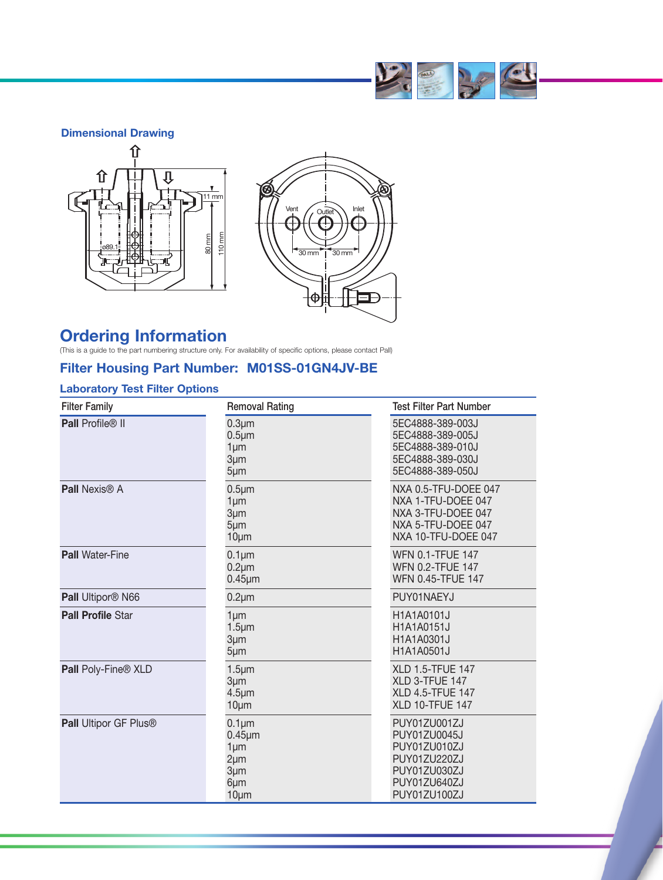### Dimensional Drawing

11 mm
80 mm
110 mm
ø89.1
Vent
Outlet
Inlet
30 mm
30 mm

# Ordering Information

(This is a guide to the part numbering structure only. For availability of specific options, please contact Pall)

## Filter Housing Part Number: M01SS-01GN4JV-BE

### Laboratory Test Filter Options

| Filter Family | Removal Rating | Test Filter Part Number |
|---|---|---|
| **Pall** Profile® II | 0.3µm<br>0.5µm<br>1µm<br>3µm<br>5µm | 5EC4888-389-003J<br>5EC4888-389-005J<br>5EC4888-389-010J<br>5EC4888-389-030J<br>5EC4888-389-050J |
| **Pall** Nexis® A | 0.5µm<br>1µm<br>3µm<br>5µm<br>10µm | NXA 0.5-TFU-DOEE 047<br>NXA 1-TFU-DOEE 047<br>NXA 3-TFU-DOEE 047<br>NXA 5-TFU-DOEE 047<br>NXA 10-TFU-DOEE 047 |
| **Pall** Water-Fine | 0.1µm<br>0.2µm<br>0.45µm | WFN 0.1-TFUE 147<br>WFN 0.2-TFUE 147<br>WFN 0.45-TFUE 147 |
| **Pall** Ultipor® N66 | 0.2µm | PUY01NAEYJ |
| **Pall Profile** Star | 1µm<br>1.5µm<br>3µm<br>5µm | H1A1A0101J<br>H1A1A0151J<br>H1A1A0301J<br>H1A1A0501J |
| **Pall** Poly-Fine® XLD | 1.5µm<br>3µm<br>4.5µm<br>10µm | XLD 1.5-TFUE 147<br>XLD 3-TFUE 147<br>XLD 4.5-TFUE 147<br>XLD 10-TFUE 147 |
| **Pall** Ultipor GF Plus® | 0.1µm<br>0.45µm<br>1µm<br>2µm<br>3µm<br>6µm<br>10µm | PUY01ZU001ZJ<br>PUY01ZU0045J<br>PUY01ZU010ZJ<br>PUY01ZU220ZJ<br>PUY01ZU030ZJ<br>PUY01ZU640ZJ<br>PUY01ZU100ZJ |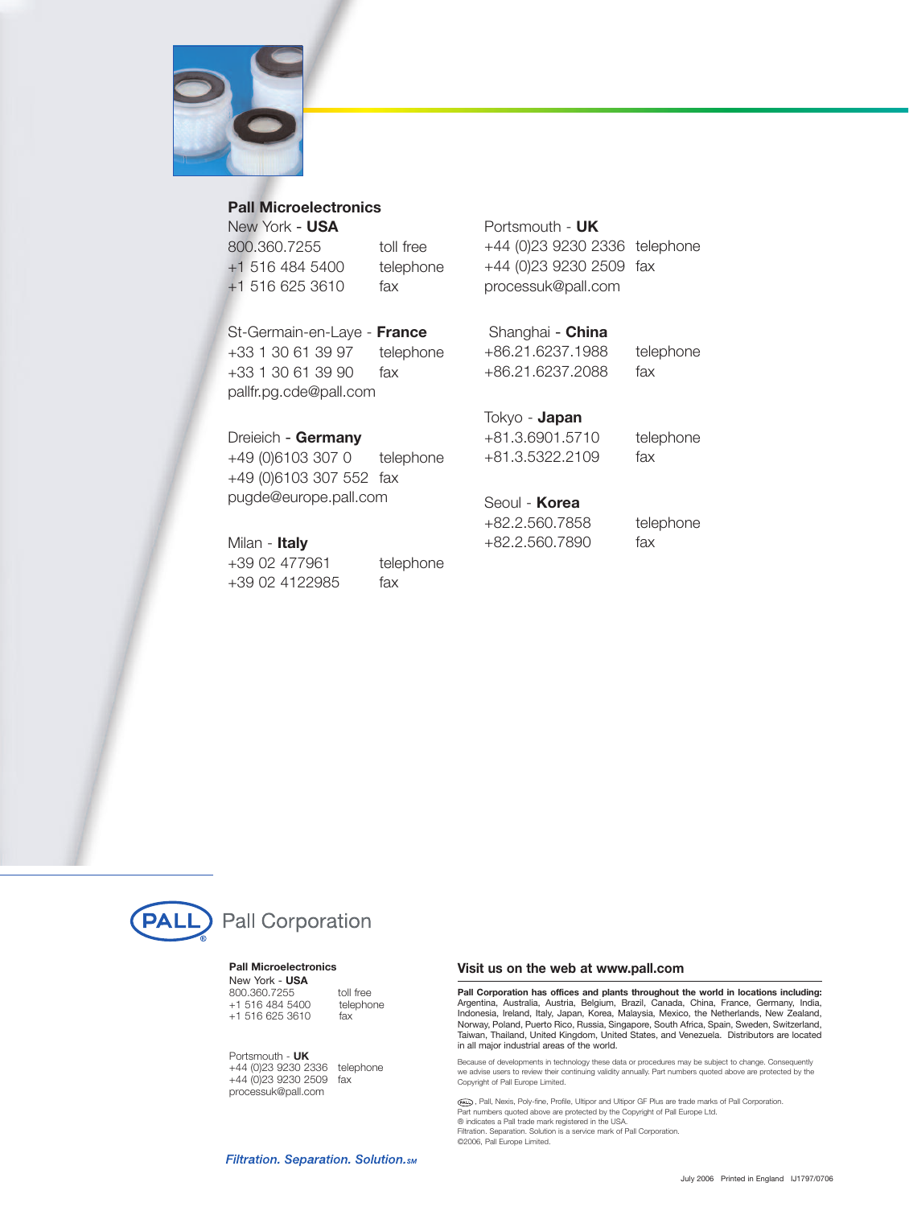**Pall Microelectronics**

New York - **USA**

| | |
|---|---|
| 800.360.7255 | toll free |
| +1 516 484 5400 | telephone |
| +1 516 625 3610 | fax |

St-Germain-en-Laye - **France**

| | |
|---|---|
| +33 1 30 61 39 97 | telephone |
| +33 1 30 61 39 90 | fax |

pallfr.pg.cde@pall.com

Dreieich - **Germany**

| | |
|---|---|
| +49 (0)6103 307 0 | telephone |
| +49 (0)6103 307 552 | fax |

pugde@europe.pall.com

Milan - **Italy**

| | |
|---|---|
| +39 02 477961 | telephone |
| +39 02 4122985 | fax |

Portsmouth - **UK**

| | |
|---|---|
| +44 (0)23 9230 2336 | telephone |
| +44 (0)23 9230 2509 | fax |

processuk@pall.com

Shanghai - **China**

| | |
|---|---|
| +86.21.6237.1988 | telephone |
| +86.21.6237.2088 | fax |

Tokyo - **Japan**

| | |
|---|---|
| +81.3.6901.5710 | telephone |
| +81.3.5322.2109 | fax |

Seoul - **Korea**

| | |
|---|---|
| +82.2.560.7858 | telephone |
| +82.2.560.7890 | fax |

PALL Pall Corporation

**Pall Microelectronics**

New York - **USA**

| | |
|---|---|
| 800.360.7255 | toll free |
| +1 516 484 5400 | telephone |
| +1 516 625 3610 | fax |

Portsmouth - **UK**

| | |
|---|---|
| +44 (0)23 9230 2336 | telephone |
| +44 (0)23 9230 2509 | fax |

processuk@pall.com

*Filtration. Separation. Solution.SM*

**Visit us on the web at www.pall.com**

**Pall Corporation has offices and plants throughout the world in locations including:** Argentina, Australia, Austria, Belgium, Brazil, Canada, China, France, Germany, India, Indonesia, Ireland, Italy, Japan, Korea, Malaysia, Mexico, the Netherlands, New Zealand, Norway, Poland, Puerto Rico, Russia, Singapore, South Africa, Spain, Sweden, Switzerland, Taiwan, Thailand, United Kingdom, United States, and Venezuela. Distributors are located in all major industrial areas of the world.

Because of developments in technology these data or procedures may be subject to change. Consequently we advise users to review their continuing validity annually. Part numbers quoted above are protected by the Copyright of Pall Europe Limited.

PALL, Pall, Nexis, Poly-fine, Profile, Ultipor and Ultipor GF Plus are trade marks of Pall Corporation.
Part numbers quoted above are protected by the Copyright of Pall Europe Ltd.
® indicates a Pall trade mark registered in the USA.
Filtration. Separation. Solution is a service mark of Pall Corporation.
©2006, Pall Europe Limited.

July 2006 Printed in England IJ1797/0706